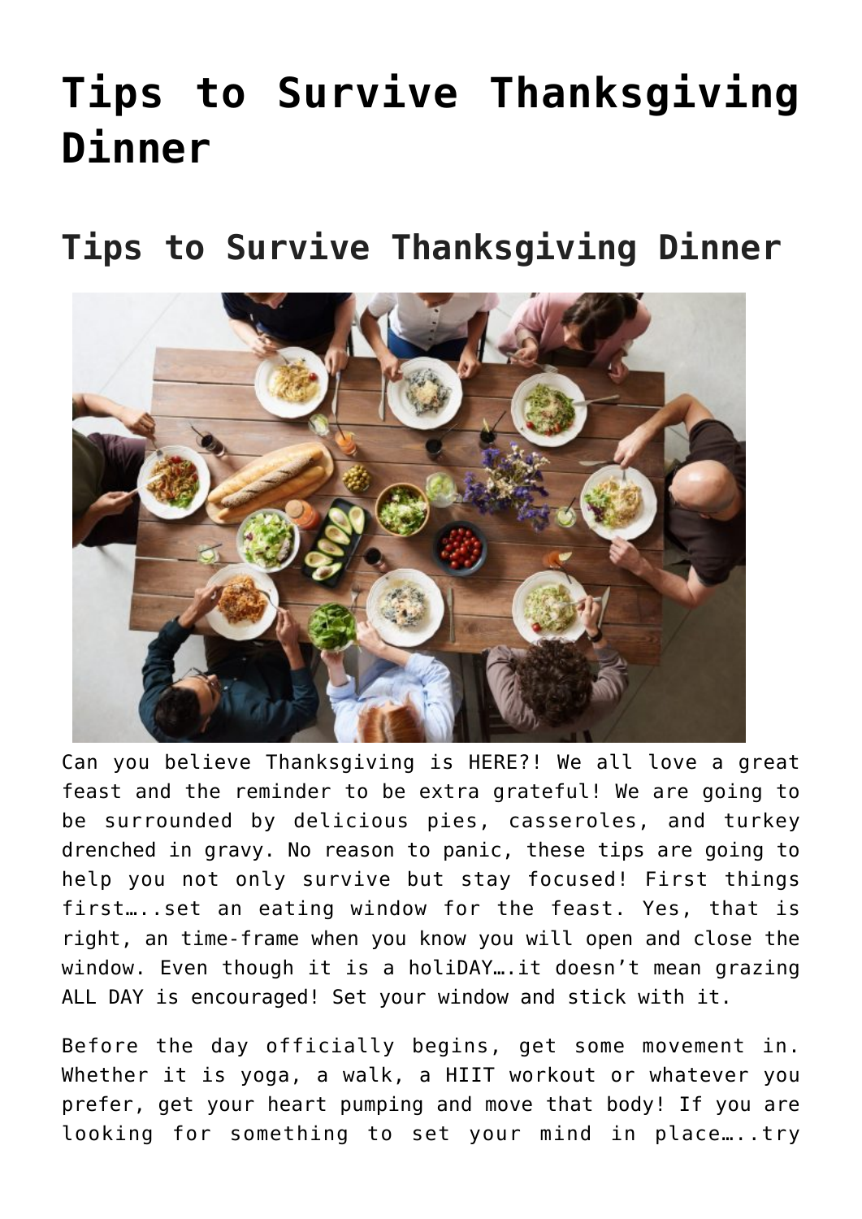# Tips to Survive Thanksgiving Dinner

## Tips to Survive Thanksgiving Dinner

Can you believe Thanksgiving is HERE?! We all love a great feast and the reminder to be extra grateful! We are going to be surrounded by delicious pies, casseroles, and turkey drenched in gravy. No reason to panic, these tips are going to help you not only survive but stay focused! First things first…..set an eating window for the feast. Yes, that is right, an time-frame when you know you will open and close the window. Even though it is a holiDAY….it doesn't mean grazing ALL DAY is encouraged! Set your window and stick with it.

Before the day officially begins, get some movement in. Whether it is yoga, a walk, a HIIT workout or whatever you prefer, get your heart pumping and move that body! If you are looking for something to set your mind in place…..try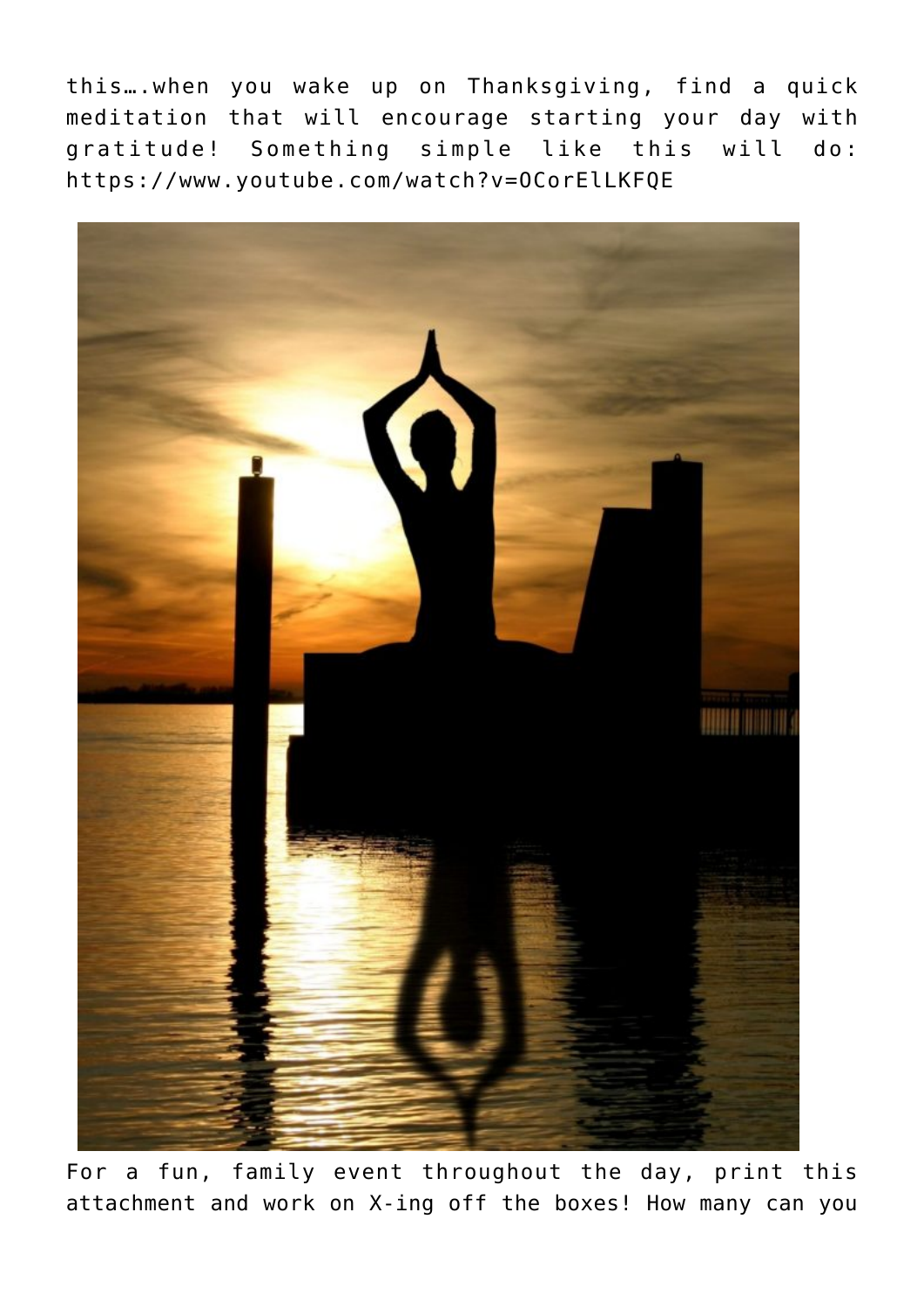this….when you wake up on Thanksgiving, find a quick meditation that will encourage starting your day with gratitude! Something simple like this will do: https://www.youtube.com/watch?v=OCorElLKFQE

For a fun, family event throughout the day, print this attachment and work on X-ing off the boxes! How many can you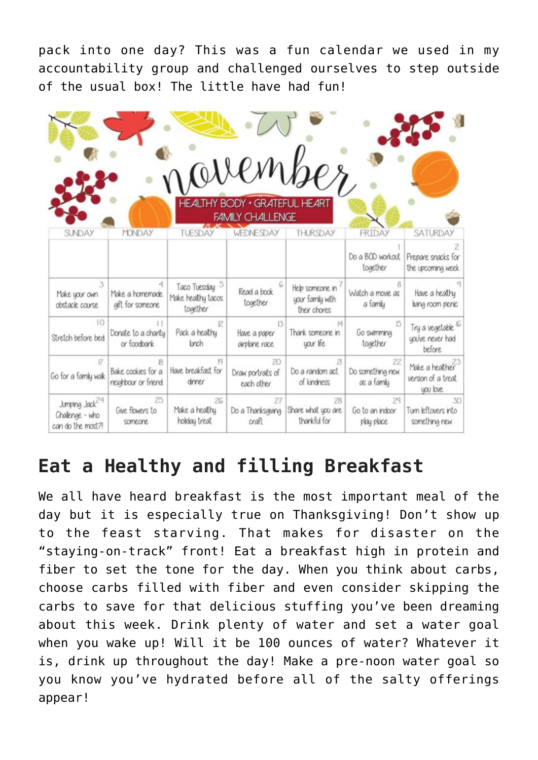pack into one day? This was a fun calendar we used in my accountability group and challenged ourselves to step outside of the usual box! The little have had fun!

november

HEALTHY BODY • GRATEFUL HEART FAMILY CHALLENGE

| SUNDAY | MONDAY | TUESDAY | WEDNESDAY | THURSDAY | FRIDAY | SATURDAY |
|---|---|---|---|---|---|---|
| | | | | | 1 Do a BOD workout together | 2 Prepare snacks for the upcoming week |
| 3 Make your own obstacle course | 4 Make a homemade gift for someone | 5 Taco Tuesday Make healthy tacos together | 6 Read a book together | 7 Help someone in your family with their chores | 8 Watch a movie as a family | 9 Have a healthy living room picnic |
| 10 Stretch before bed | 11 Donate to a charity or foodbank | 12 Pack a healthy lunch | 13 Have a paper airplane race | 14 Thank someone in your life | 15 Go swimming together | 16 Try a vegetable you've never had before |
| 17 Go for a family walk | 18 Bake cookies for a neighbour or friend | 19 Have breakfast for dinner | 20 Draw portraits of each other | 21 Do a random act of kindness | 22 Do something new as a family | 23 Make a healthier version of a treat you love |
| 24 Jumping Jack Challenge - who can do the most?! | 25 Give flowers to someone | 26 Make a healthy holiday treat | 27 Do a Thanksgiving craft | 28 Share what you are thankful for | 29 Go to an indoor play place | 30 Turn leftovers into something new |

## Eat a Healthy and filling Breakfast

We all have heard breakfast is the most important meal of the day but it is especially true on Thanksgiving! Don't show up to the feast starving. That makes for disaster on the "staying-on-track" front! Eat a breakfast high in protein and fiber to set the tone for the day. When you think about carbs, choose carbs filled with fiber and even consider skipping the carbs to save for that delicious stuffing you've been dreaming about this week. Drink plenty of water and set a water goal when you wake up! Will it be 100 ounces of water? Whatever it is, drink up throughout the day! Make a pre-noon water goal so you know you've hydrated before all of the salty offerings appear!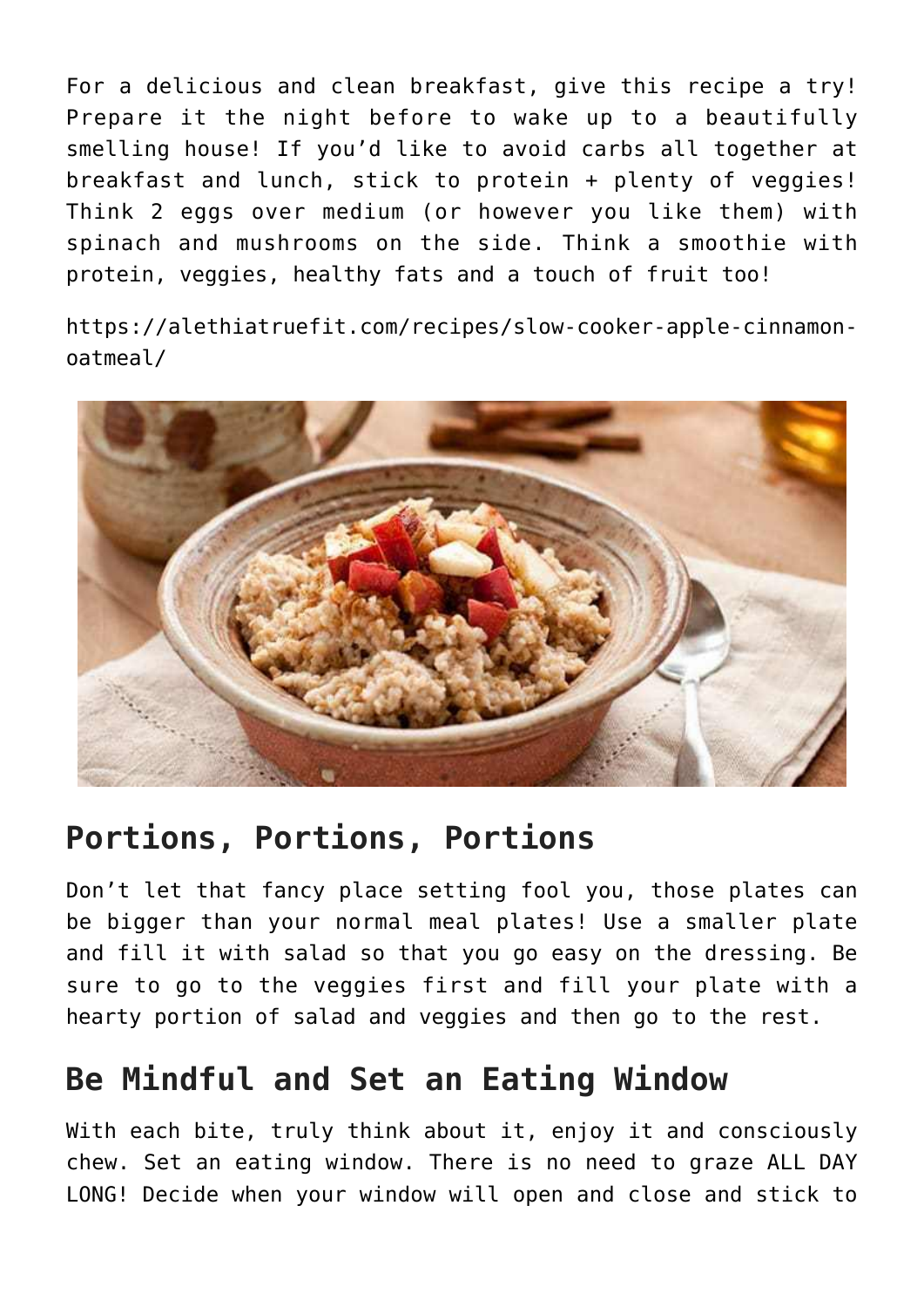For a delicious and clean breakfast, give this recipe a try! Prepare it the night before to wake up to a beautifully smelling house! If you'd like to avoid carbs all together at breakfast and lunch, stick to protein + plenty of veggies! Think 2 eggs over medium (or however you like them) with spinach and mushrooms on the side. Think a smoothie with protein, veggies, healthy fats and a touch of fruit too!

https://alethiatruefit.com/recipes/slow-cooker-apple-cinnamon-oatmeal/

## Portions, Portions, Portions

Don't let that fancy place setting fool you, those plates can be bigger than your normal meal plates! Use a smaller plate and fill it with salad so that you go easy on the dressing. Be sure to go to the veggies first and fill your plate with a hearty portion of salad and veggies and then go to the rest.

## Be Mindful and Set an Eating Window

With each bite, truly think about it, enjoy it and consciously chew. Set an eating window. There is no need to graze ALL DAY LONG! Decide when your window will open and close and stick to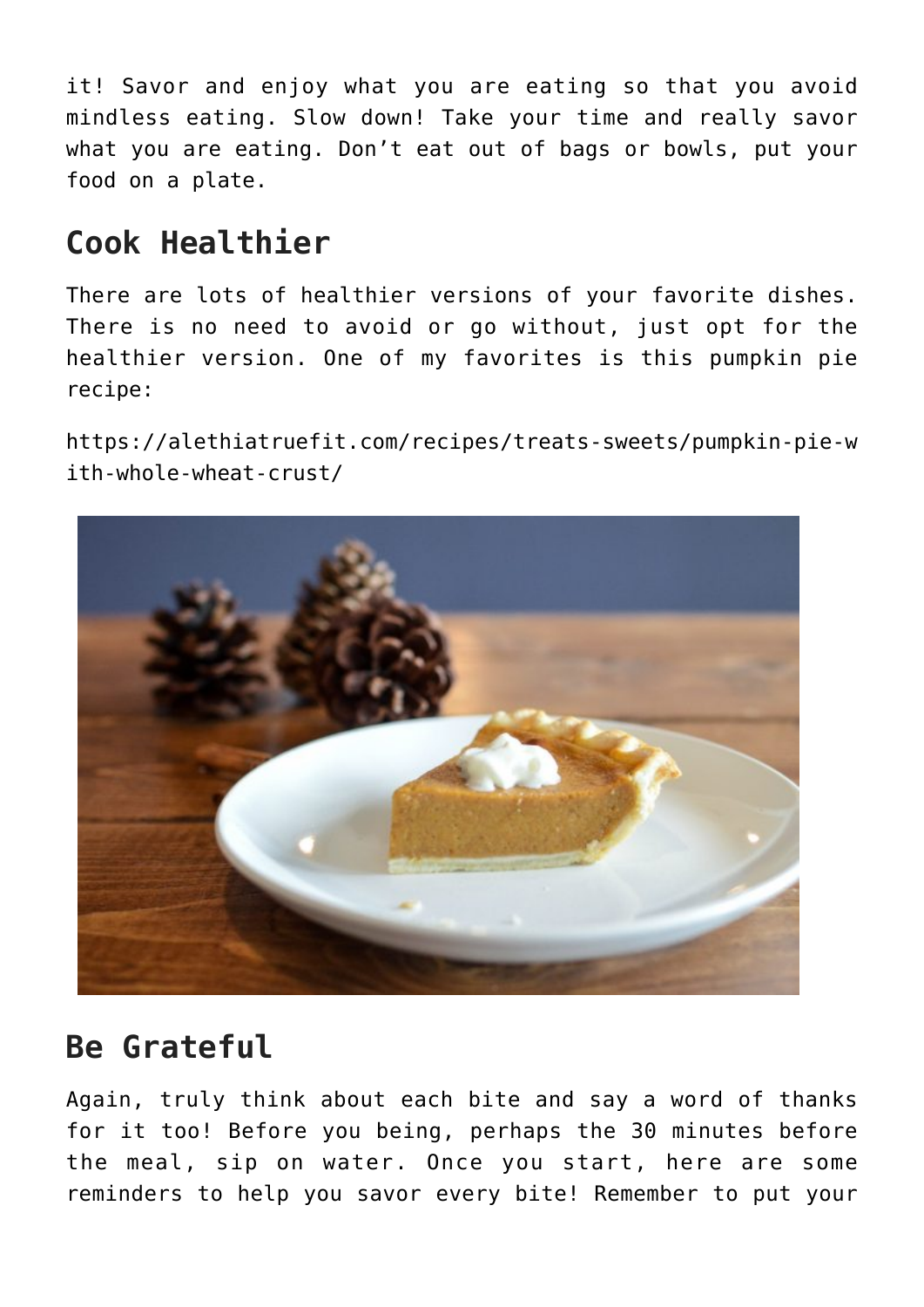it! Savor and enjoy what you are eating so that you avoid mindless eating. Slow down! Take your time and really savor what you are eating. Don't eat out of bags or bowls, put your food on a plate.

## Cook Healthier

There are lots of healthier versions of your favorite dishes. There is no need to avoid or go without, just opt for the healthier version. One of my favorites is this pumpkin pie recipe:

https://alethiatruefit.com/recipes/treats-sweets/pumpkin-pie-with-whole-wheat-crust/

## Be Grateful

Again, truly think about each bite and say a word of thanks for it too! Before you being, perhaps the 30 minutes before the meal, sip on water. Once you start, here are some reminders to help you savor every bite! Remember to put your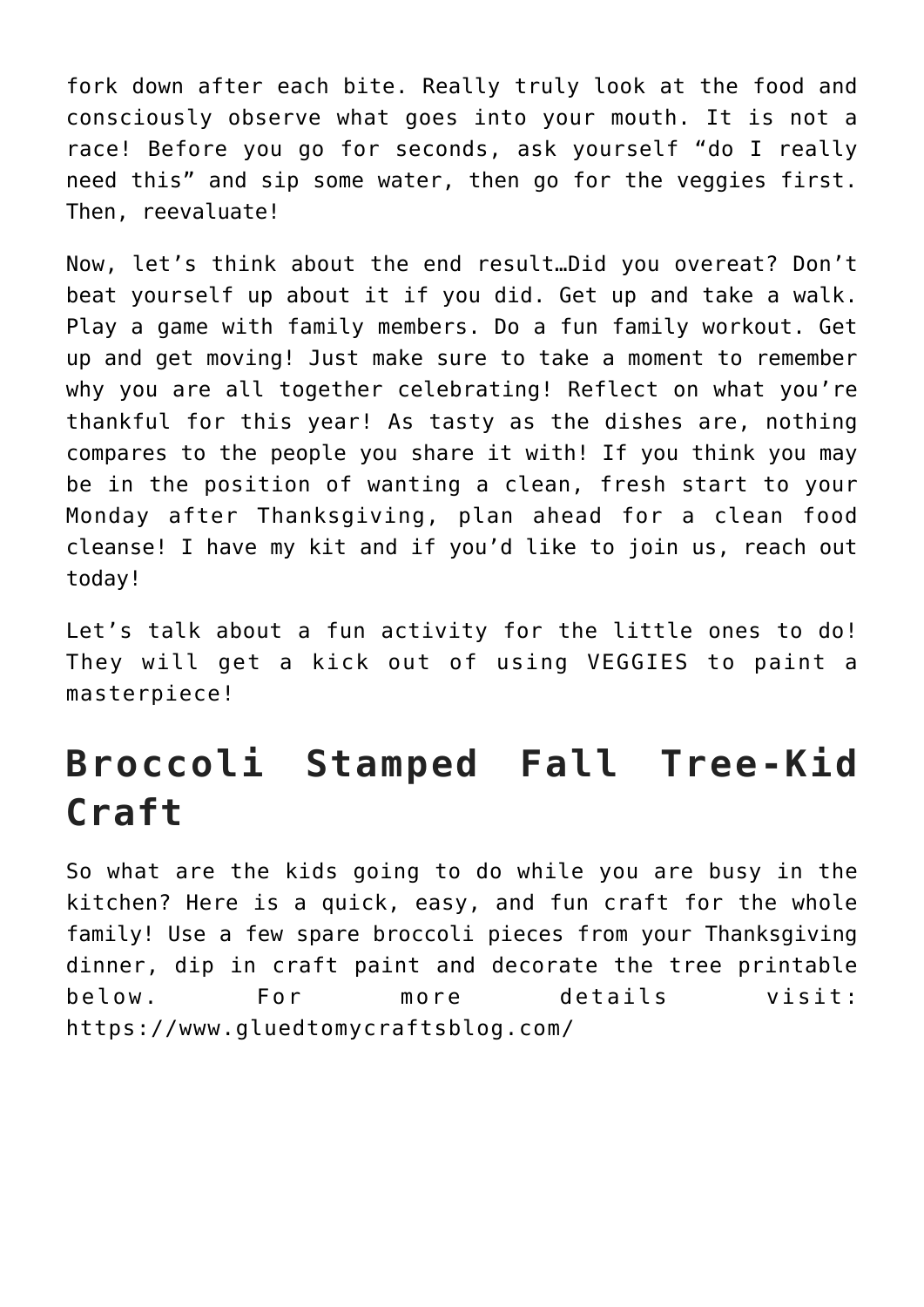fork down after each bite. Really truly look at the food and consciously observe what goes into your mouth. It is not a race! Before you go for seconds, ask yourself "do I really need this" and sip some water, then go for the veggies first. Then, reevaluate!

Now, let's think about the end result…Did you overeat? Don't beat yourself up about it if you did. Get up and take a walk. Play a game with family members. Do a fun family workout. Get up and get moving! Just make sure to take a moment to remember why you are all together celebrating! Reflect on what you're thankful for this year! As tasty as the dishes are, nothing compares to the people you share it with! If you think you may be in the position of wanting a clean, fresh start to your Monday after Thanksgiving, plan ahead for a clean food cleanse! I have my kit and if you'd like to join us, reach out today!

Let's talk about a fun activity for the little ones to do! They will get a kick out of using VEGGIES to paint a masterpiece!

## Broccoli Stamped Fall Tree-Kid Craft

So what are the kids going to do while you are busy in the kitchen? Here is a quick, easy, and fun craft for the whole family! Use a few spare broccoli pieces from your Thanksgiving dinner, dip in craft paint and decorate the tree printable below. For more details visit: https://www.gluedtomycraftsblog.com/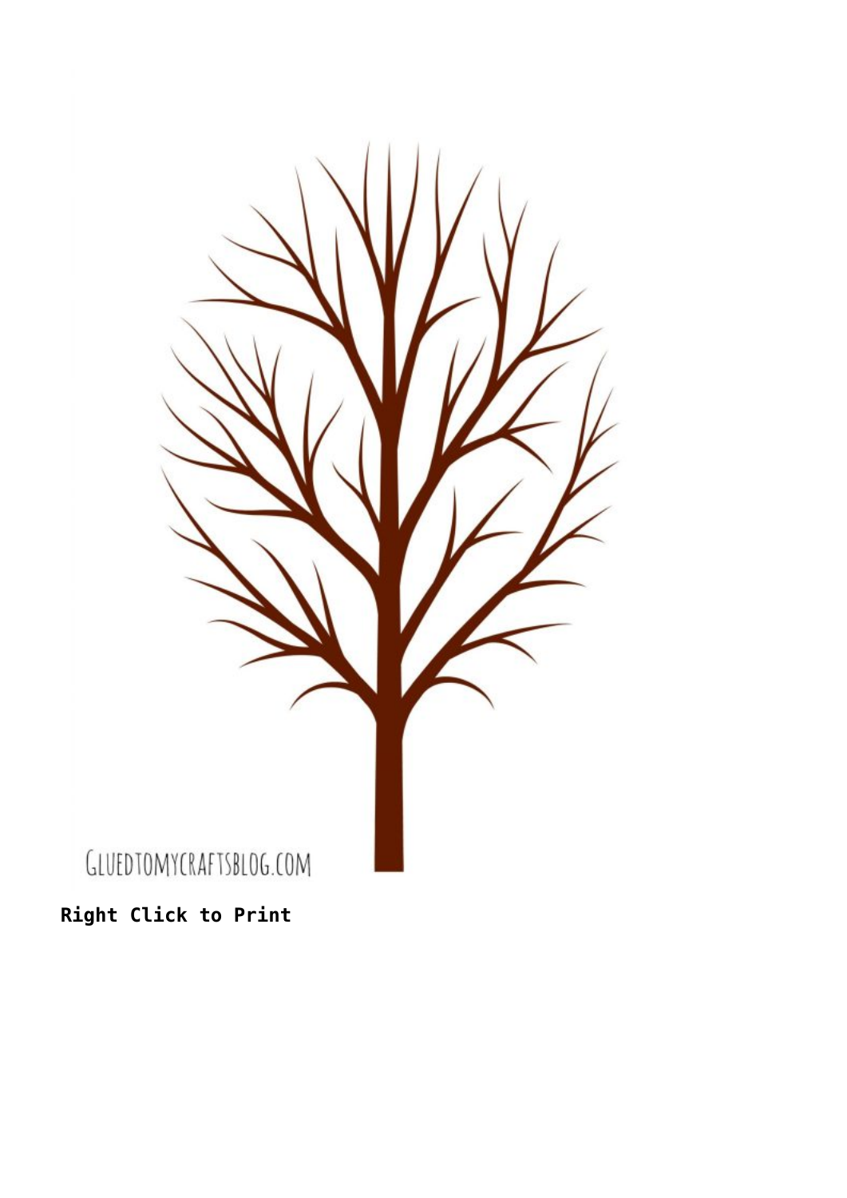**Right Click to Print**